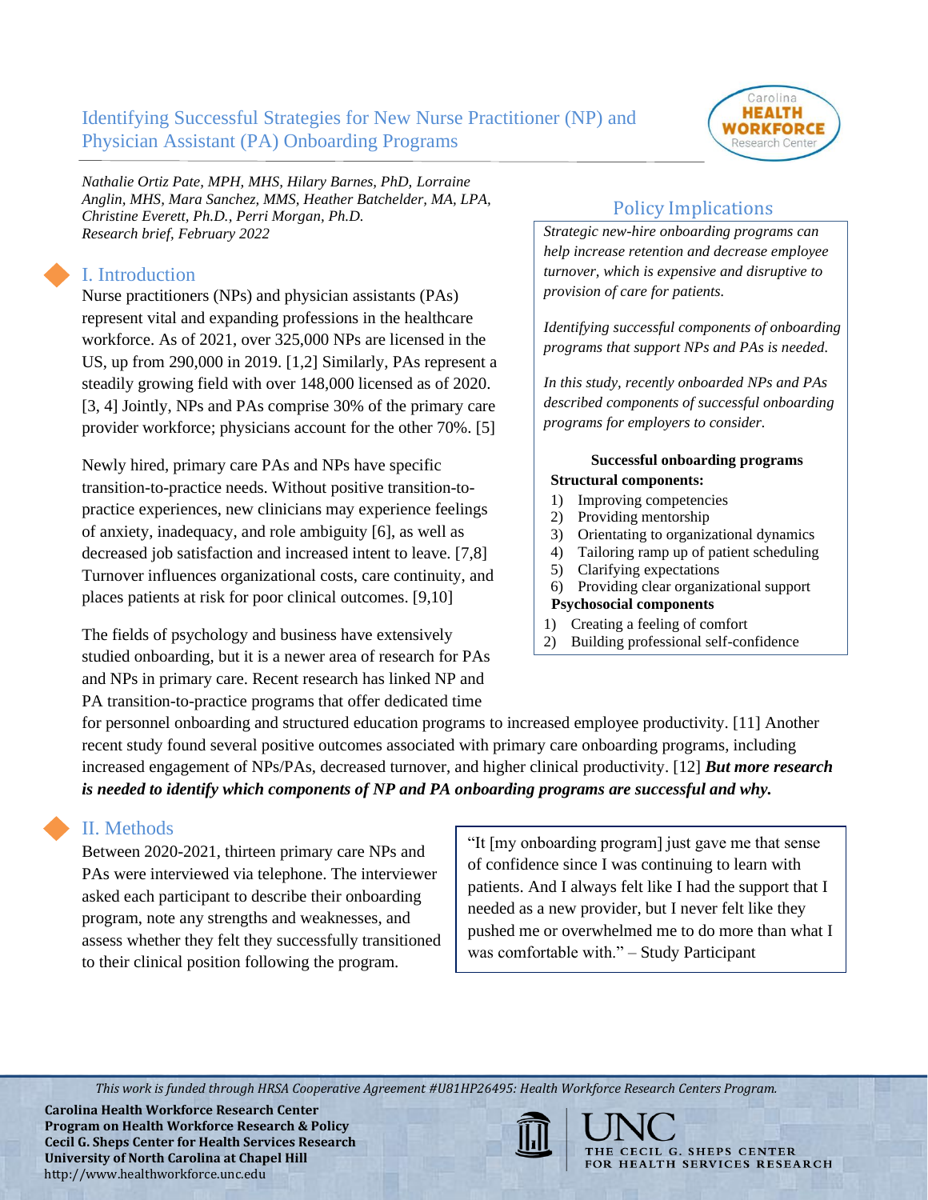# Identifying Successful Strategies for New Nurse Practitioner (NP) and Physician Assistant (PA) Onboarding Programs

*Nathalie Ortiz Pate, MPH, MHS, Hilary Barnes, PhD, Lorraine Anglin, MHS, Mara Sanchez, MMS, Heather Batchelder, MA, LPA, Christine Everett, Ph.D., Perri Morgan, Ph.D.*
*Research brief, February 2022*

## I. Introduction

Nurse practitioners (NPs) and physician assistants (PAs) represent vital and expanding professions in the healthcare workforce. As of 2021, over 325,000 NPs are licensed in the US, up from 290,000 in 2019. [1,2] Similarly, PAs represent a steadily growing field with over 148,000 licensed as of 2020. [3, 4] Jointly, NPs and PAs comprise 30% of the primary care provider workforce; physicians account for the other 70%. [5]

Newly hired, primary care PAs and NPs have specific transition-to-practice needs. Without positive transition-to-practice experiences, new clinicians may experience feelings of anxiety, inadequacy, and role ambiguity [6], as well as decreased job satisfaction and increased intent to leave. [7,8] Turnover influences organizational costs, care continuity, and places patients at risk for poor clinical outcomes. [9,10]

The fields of psychology and business have extensively studied onboarding, but it is a newer area of research for PAs and NPs in primary care. Recent research has linked NP and PA transition-to-practice programs that offer dedicated time for personnel onboarding and structured education programs to increased employee productivity. [11] Another recent study found several positive outcomes associated with primary care onboarding programs, including increased engagement of NPs/PAs, decreased turnover, and higher clinical productivity. [12] ***But more research is needed to identify which components of NP and PA onboarding programs are successful and why.***

## Policy Implications

*Strategic new-hire onboarding programs can help increase retention and decrease employee turnover, which is expensive and disruptive to provision of care for patients.*

*Identifying successful components of onboarding programs that support NPs and PAs is needed.*

*In this study, recently onboarded NPs and PAs described components of successful onboarding programs for employers to consider.*

**Successful onboarding programs**

**Structural components:**

1) Improving competencies
2) Providing mentorship
3) Orientating to organizational dynamics
4) Tailoring ramp up of patient scheduling
5) Clarifying expectations
6) Providing clear organizational support

**Psychosocial components**

1) Creating a feeling of comfort
2) Building professional self-confidence

## II. Methods

Between 2020-2021, thirteen primary care NPs and PAs were interviewed via telephone. The interviewer asked each participant to describe their onboarding program, note any strengths and weaknesses, and assess whether they felt they successfully transitioned to their clinical position following the program.

> "It [my onboarding program] just gave me that sense of confidence since I was continuing to learn with patients. And I always felt like I had the support that I needed as a new provider, but I never felt like they pushed me or overwhelmed me to do more than what I was comfortable with." – Study Participant

*This work is funded through HRSA Cooperative Agreement #U81HP26495: Health Workforce Research Centers Program.*

**Carolina Health Workforce Research Center**
**Program on Health Workforce Research & Policy**
**Cecil G. Sheps Center for Health Services Research**
**University of North Carolina at Chapel Hill**
http://www.healthworkforce.unc.edu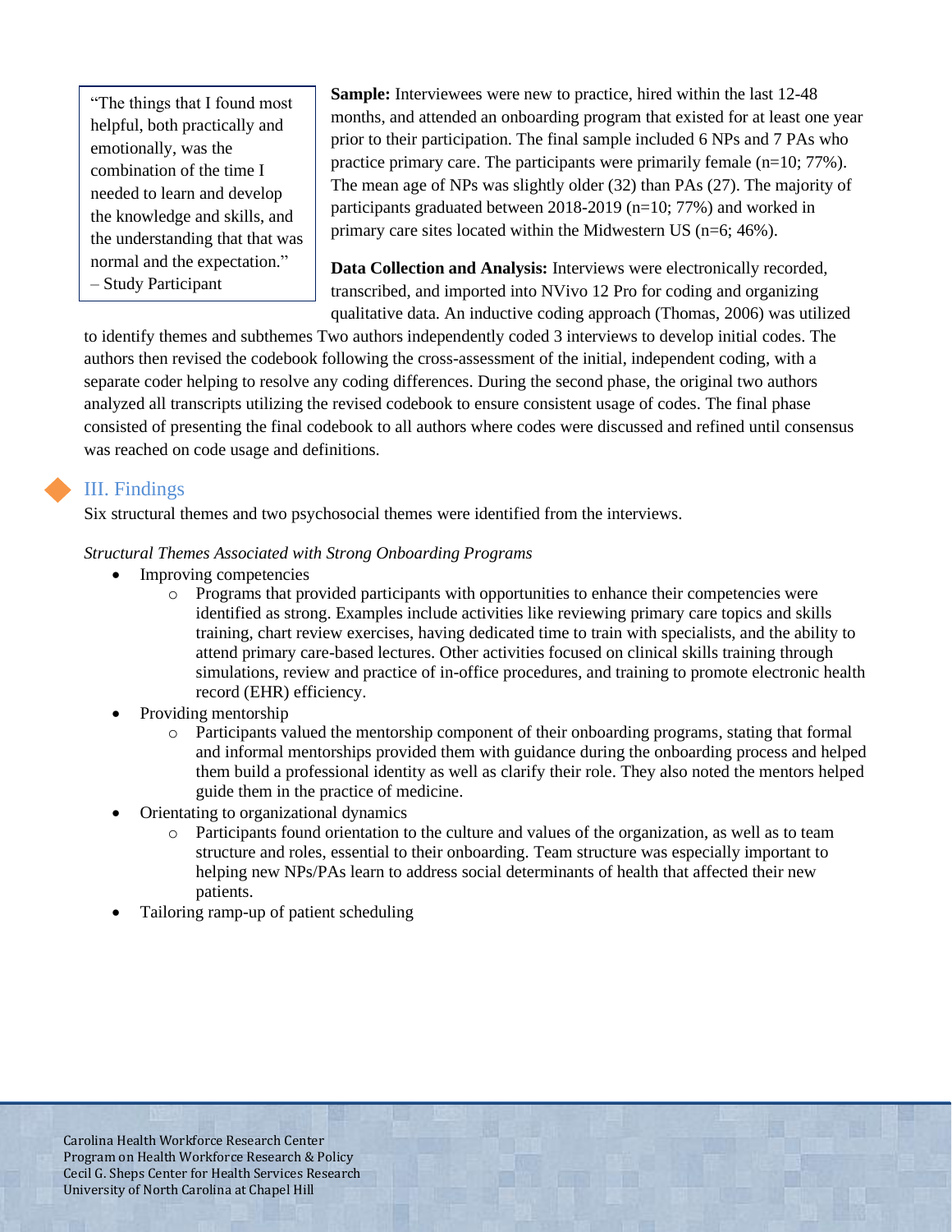> "The things that I found most helpful, both practically and emotionally, was the combination of the time I needed to learn and develop the knowledge and skills, and the understanding that that was normal and the expectation."
> – Study Participant

**Sample:** Interviewees were new to practice, hired within the last 12-48 months, and attended an onboarding program that existed for at least one year prior to their participation. The final sample included 6 NPs and 7 PAs who practice primary care. The participants were primarily female (n=10; 77%). The mean age of NPs was slightly older (32) than PAs (27). The majority of participants graduated between 2018-2019 (n=10; 77%) and worked in primary care sites located within the Midwestern US (n=6; 46%).

**Data Collection and Analysis:** Interviews were electronically recorded, transcribed, and imported into NVivo 12 Pro for coding and organizing qualitative data. An inductive coding approach (Thomas, 2006) was utilized to identify themes and subthemes Two authors independently coded 3 interviews to develop initial codes. The authors then revised the codebook following the cross-assessment of the initial, independent coding, with a separate coder helping to resolve any coding differences. During the second phase, the original two authors analyzed all transcripts utilizing the revised codebook to ensure consistent usage of codes. The final phase consisted of presenting the final codebook to all authors where codes were discussed and refined until consensus was reached on code usage and definitions.

## III. Findings

Six structural themes and two psychosocial themes were identified from the interviews.

*Structural Themes Associated with Strong Onboarding Programs*

- Improving competencies
  - Programs that provided participants with opportunities to enhance their competencies were identified as strong. Examples include activities like reviewing primary care topics and skills training, chart review exercises, having dedicated time to train with specialists, and the ability to attend primary care-based lectures. Other activities focused on clinical skills training through simulations, review and practice of in-office procedures, and training to promote electronic health record (EHR) efficiency.
- Providing mentorship
  - Participants valued the mentorship component of their onboarding programs, stating that formal and informal mentorships provided them with guidance during the onboarding process and helped them build a professional identity as well as clarify their role. They also noted the mentors helped guide them in the practice of medicine.
- Orientating to organizational dynamics
  - Participants found orientation to the culture and values of the organization, as well as to team structure and roles, essential to their onboarding. Team structure was especially important to helping new NPs/PAs learn to address social determinants of health that affected their new patients.
- Tailoring ramp-up of patient scheduling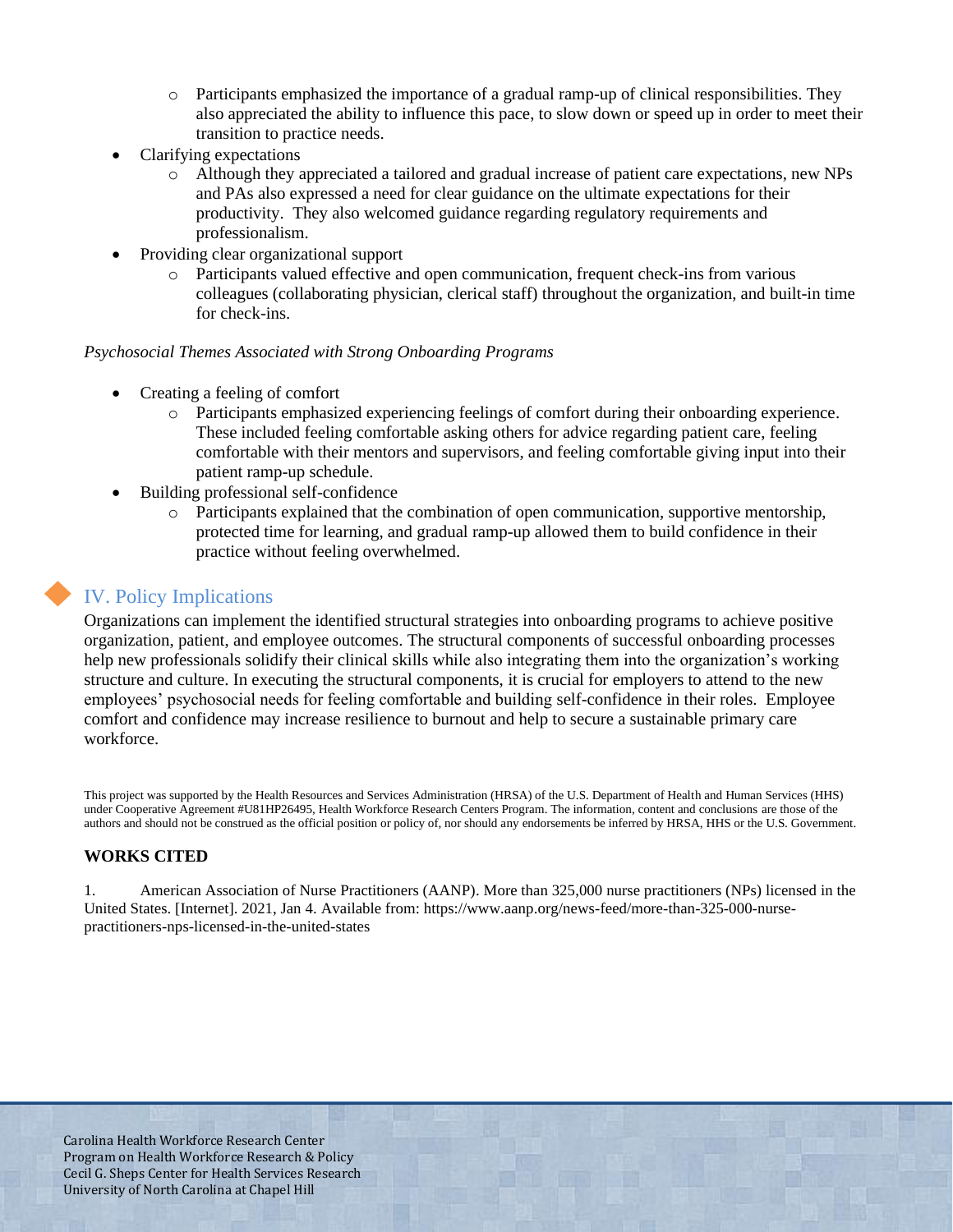- Participants emphasized the importance of a gradual ramp-up of clinical responsibilities. They also appreciated the ability to influence this pace, to slow down or speed up in order to meet their transition to practice needs.
- Clarifying expectations
  - Although they appreciated a tailored and gradual increase of patient care expectations, new NPs and PAs also expressed a need for clear guidance on the ultimate expectations for their productivity. They also welcomed guidance regarding regulatory requirements and professionalism.
- Providing clear organizational support
  - Participants valued effective and open communication, frequent check-ins from various colleagues (collaborating physician, clerical staff) throughout the organization, and built-in time for check-ins.

*Psychosocial Themes Associated with Strong Onboarding Programs*

- Creating a feeling of comfort
  - Participants emphasized experiencing feelings of comfort during their onboarding experience. These included feeling comfortable asking others for advice regarding patient care, feeling comfortable with their mentors and supervisors, and feeling comfortable giving input into their patient ramp-up schedule.
- Building professional self-confidence
  - Participants explained that the combination of open communication, supportive mentorship, protected time for learning, and gradual ramp-up allowed them to build confidence in their practice without feeling overwhelmed.

## IV. Policy Implications

Organizations can implement the identified structural strategies into onboarding programs to achieve positive organization, patient, and employee outcomes. The structural components of successful onboarding processes help new professionals solidify their clinical skills while also integrating them into the organization's working structure and culture. In executing the structural components, it is crucial for employers to attend to the new employees' psychosocial needs for feeling comfortable and building self-confidence in their roles. Employee comfort and confidence may increase resilience to burnout and help to secure a sustainable primary care workforce.

This project was supported by the Health Resources and Services Administration (HRSA) of the U.S. Department of Health and Human Services (HHS) under Cooperative Agreement #U81HP26495, Health Workforce Research Centers Program. The information, content and conclusions are those of the authors and should not be construed as the official position or policy of, nor should any endorsements be inferred by HRSA, HHS or the U.S. Government.

**WORKS CITED**

1. American Association of Nurse Practitioners (AANP). More than 325,000 nurse practitioners (NPs) licensed in the United States. [Internet]. 2021, Jan 4. Available from: https://www.aanp.org/news-feed/more-than-325-000-nurse-practitioners-nps-licensed-in-the-united-states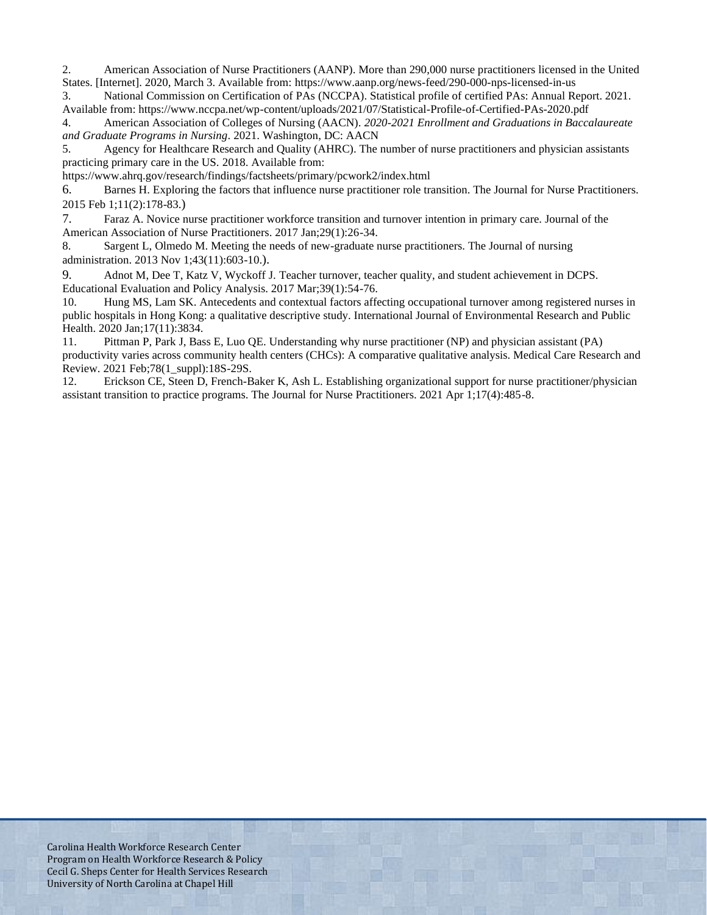2. American Association of Nurse Practitioners (AANP). More than 290,000 nurse practitioners licensed in the United States. [Internet]. 2020, March 3. Available from: https://www.aanp.org/news-feed/290-000-nps-licensed-in-us

3. National Commission on Certification of PAs (NCCPA). Statistical profile of certified PAs: Annual Report. 2021. Available from: https://www.nccpa.net/wp-content/uploads/2021/07/Statistical-Profile-of-Certified-PAs-2020.pdf

4. American Association of Colleges of Nursing (AACN). *2020-2021 Enrollment and Graduations in Baccalaureate and Graduate Programs in Nursing*. 2021. Washington, DC: AACN

5. Agency for Healthcare Research and Quality (AHRC). The number of nurse practitioners and physician assistants practicing primary care in the US. 2018. Available from: https://www.ahrq.gov/research/findings/factsheets/primary/pcwork2/index.html

6. Barnes H. Exploring the factors that influence nurse practitioner role transition. The Journal for Nurse Practitioners. 2015 Feb 1;11(2):178-83.)

7. Faraz A. Novice nurse practitioner workforce transition and turnover intention in primary care. Journal of the American Association of Nurse Practitioners. 2017 Jan;29(1):26-34.

8. Sargent L, Olmedo M. Meeting the needs of new-graduate nurse practitioners. The Journal of nursing administration. 2013 Nov 1;43(11):603-10.).

9. Adnot M, Dee T, Katz V, Wyckoff J. Teacher turnover, teacher quality, and student achievement in DCPS. Educational Evaluation and Policy Analysis. 2017 Mar;39(1):54-76.

10. Hung MS, Lam SK. Antecedents and contextual factors affecting occupational turnover among registered nurses in public hospitals in Hong Kong: a qualitative descriptive study. International Journal of Environmental Research and Public Health. 2020 Jan;17(11):3834.

11. Pittman P, Park J, Bass E, Luo QE. Understanding why nurse practitioner (NP) and physician assistant (PA) productivity varies across community health centers (CHCs): A comparative qualitative analysis. Medical Care Research and Review. 2021 Feb;78(1_suppl):18S-29S.

12. Erickson CE, Steen D, French-Baker K, Ash L. Establishing organizational support for nurse practitioner/physician assistant transition to practice programs. The Journal for Nurse Practitioners. 2021 Apr 1;17(4):485-8.

Carolina Health Workforce Research Center
Program on Health Workforce Research & Policy
Cecil G. Sheps Center for Health Services Research
University of North Carolina at Chapel Hill